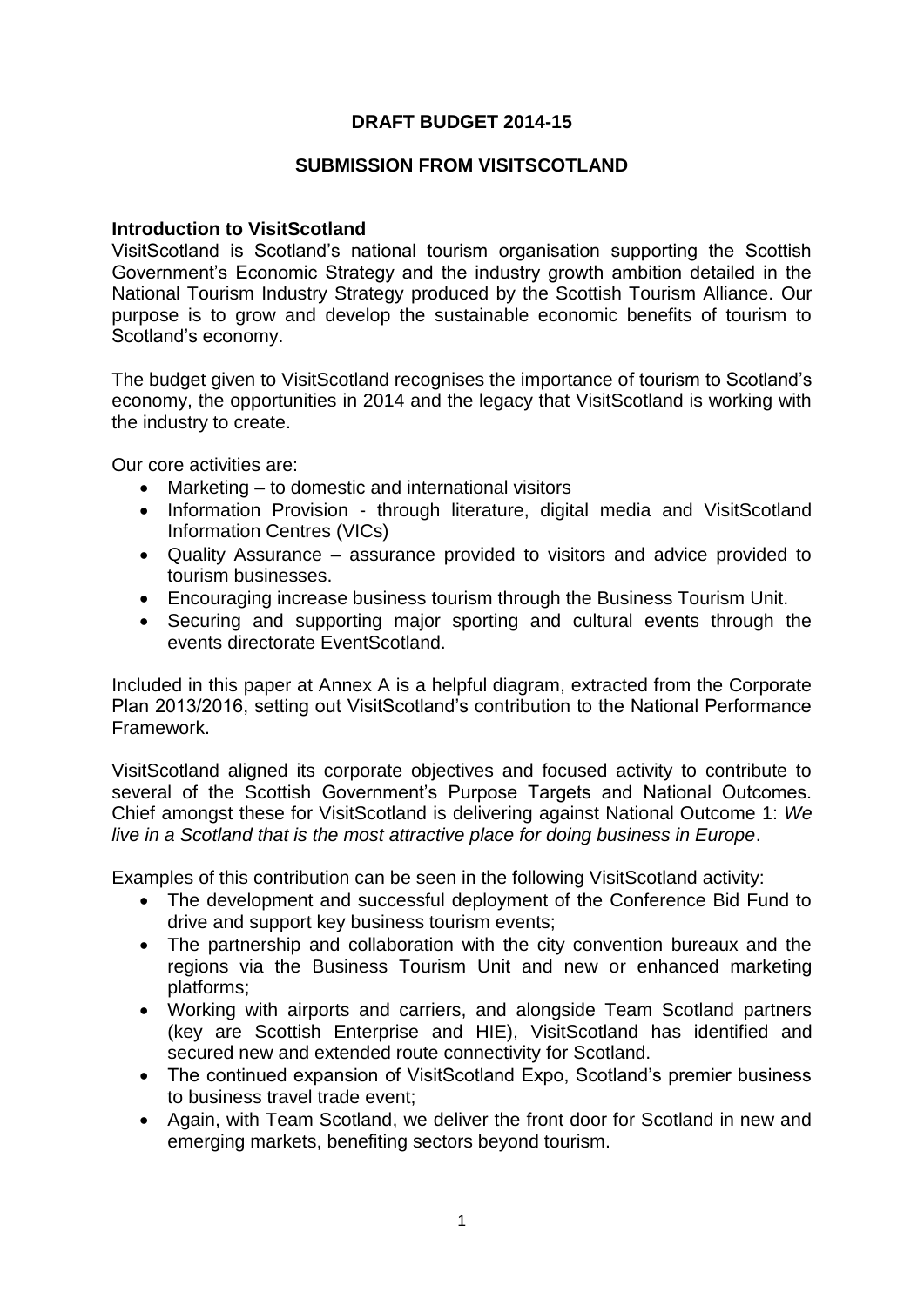# DRAFT BUDGET 2014-15

## SUBMISSION FROM VISITSCOTLAND

### Introduction to VisitScotland

VisitScotland is Scotland's national tourism organisation supporting the Scottish Government's Economic Strategy and the industry growth ambition detailed in the National Tourism Industry Strategy produced by the Scottish Tourism Alliance. Our purpose is to grow and develop the sustainable economic benefits of tourism to Scotland's economy.

The budget given to VisitScotland recognises the importance of tourism to Scotland's economy, the opportunities in 2014 and the legacy that VisitScotland is working with the industry to create.

Our core activities are:

- Marketing – to domestic and international visitors
- Information Provision - through literature, digital media and VisitScotland Information Centres (VICs)
- Quality Assurance – assurance provided to visitors and advice provided to tourism businesses.
- Encouraging increase business tourism through the Business Tourism Unit.
- Securing and supporting major sporting and cultural events through the events directorate EventScotland.

Included in this paper at Annex A is a helpful diagram, extracted from the Corporate Plan 2013/2016, setting out VisitScotland's contribution to the National Performance Framework.

VisitScotland aligned its corporate objectives and focused activity to contribute to several of the Scottish Government's Purpose Targets and National Outcomes. Chief amongst these for VisitScotland is delivering against National Outcome 1: *We live in a Scotland that is the most attractive place for doing business in Europe*.

Examples of this contribution can be seen in the following VisitScotland activity:

- The development and successful deployment of the Conference Bid Fund to drive and support key business tourism events;
- The partnership and collaboration with the city convention bureaux and the regions via the Business Tourism Unit and new or enhanced marketing platforms;
- Working with airports and carriers, and alongside Team Scotland partners (key are Scottish Enterprise and HIE), VisitScotland has identified and secured new and extended route connectivity for Scotland.
- The continued expansion of VisitScotland Expo, Scotland's premier business to business travel trade event;
- Again, with Team Scotland, we deliver the front door for Scotland in new and emerging markets, benefiting sectors beyond tourism.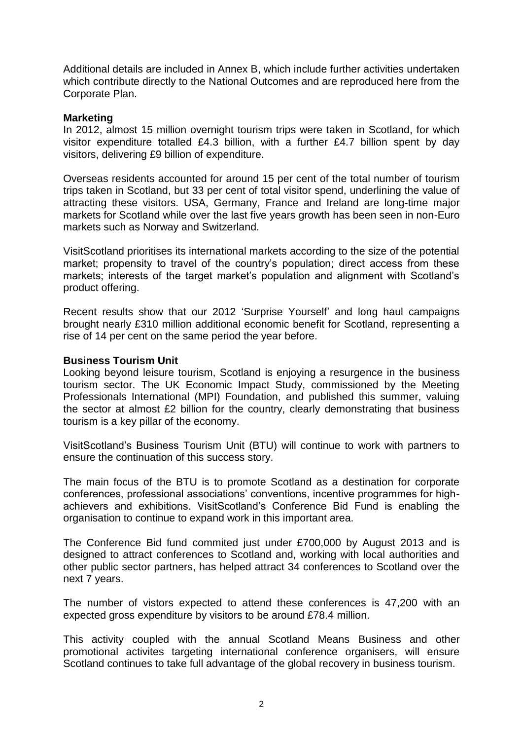Additional details are included in Annex B, which include further activities undertaken which contribute directly to the National Outcomes and are reproduced here from the Corporate Plan.

**Marketing**

In 2012, almost 15 million overnight tourism trips were taken in Scotland, for which visitor expenditure totalled £4.3 billion, with a further £4.7 billion spent by day visitors, delivering £9 billion of expenditure.

Overseas residents accounted for around 15 per cent of the total number of tourism trips taken in Scotland, but 33 per cent of total visitor spend, underlining the value of attracting these visitors. USA, Germany, France and Ireland are long-time major markets for Scotland while over the last five years growth has been seen in non-Euro markets such as Norway and Switzerland.

VisitScotland prioritises its international markets according to the size of the potential market; propensity to travel of the country's population; direct access from these markets; interests of the target market's population and alignment with Scotland's product offering.

Recent results show that our 2012 'Surprise Yourself' and long haul campaigns brought nearly £310 million additional economic benefit for Scotland, representing a rise of 14 per cent on the same period the year before.

**Business Tourism Unit**

Looking beyond leisure tourism, Scotland is enjoying a resurgence in the business tourism sector. The UK Economic Impact Study, commissioned by the Meeting Professionals International (MPI) Foundation, and published this summer, valuing the sector at almost £2 billion for the country, clearly demonstrating that business tourism is a key pillar of the economy.

VisitScotland's Business Tourism Unit (BTU) will continue to work with partners to ensure the continuation of this success story.

The main focus of the BTU is to promote Scotland as a destination for corporate conferences, professional associations' conventions, incentive programmes for high-achievers and exhibitions. VisitScotland's Conference Bid Fund is enabling the organisation to continue to expand work in this important area.

The Conference Bid fund commited just under £700,000 by August 2013 and is designed to attract conferences to Scotland and, working with local authorities and other public sector partners, has helped attract 34 conferences to Scotland over the next 7 years.

The number of vistors expected to attend these conferences is 47,200 with an expected gross expenditure by visitors to be around £78.4 million.

This activity coupled with the annual Scotland Means Business and other promotional activites targeting international conference organisers, will ensure Scotland continues to take full advantage of the global recovery in business tourism.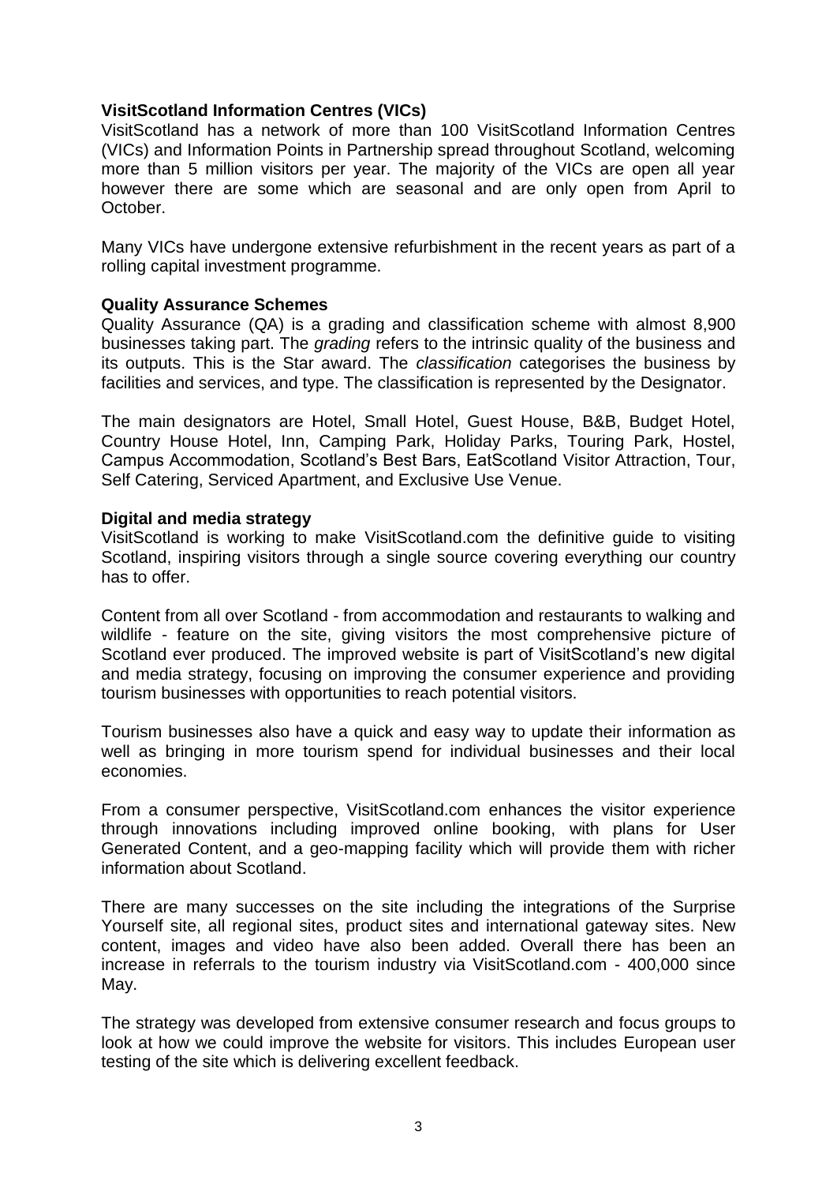**VisitScotland Information Centres (VICs)**

VisitScotland has a network of more than 100 VisitScotland Information Centres (VICs) and Information Points in Partnership spread throughout Scotland, welcoming more than 5 million visitors per year. The majority of the VICs are open all year however there are some which are seasonal and are only open from April to October.

Many VICs have undergone extensive refurbishment in the recent years as part of a rolling capital investment programme.

**Quality Assurance Schemes**

Quality Assurance (QA) is a grading and classification scheme with almost 8,900 businesses taking part. The *grading* refers to the intrinsic quality of the business and its outputs. This is the Star award. The *classification* categorises the business by facilities and services, and type. The classification is represented by the Designator.

The main designators are Hotel, Small Hotel, Guest House, B&B, Budget Hotel, Country House Hotel, Inn, Camping Park, Holiday Parks, Touring Park, Hostel, Campus Accommodation, Scotland's Best Bars, EatScotland Visitor Attraction, Tour, Self Catering, Serviced Apartment, and Exclusive Use Venue.

**Digital and media strategy**

VisitScotland is working to make VisitScotland.com the definitive guide to visiting Scotland, inspiring visitors through a single source covering everything our country has to offer.

Content from all over Scotland - from accommodation and restaurants to walking and wildlife - feature on the site, giving visitors the most comprehensive picture of Scotland ever produced. The improved website is part of VisitScotland's new digital and media strategy, focusing on improving the consumer experience and providing tourism businesses with opportunities to reach potential visitors.

Tourism businesses also have a quick and easy way to update their information as well as bringing in more tourism spend for individual businesses and their local economies.

From a consumer perspective, VisitScotland.com enhances the visitor experience through innovations including improved online booking, with plans for User Generated Content, and a geo-mapping facility which will provide them with richer information about Scotland.

There are many successes on the site including the integrations of the Surprise Yourself site, all regional sites, product sites and international gateway sites. New content, images and video have also been added. Overall there has been an increase in referrals to the tourism industry via VisitScotland.com - 400,000 since May.

The strategy was developed from extensive consumer research and focus groups to look at how we could improve the website for visitors. This includes European user testing of the site which is delivering excellent feedback.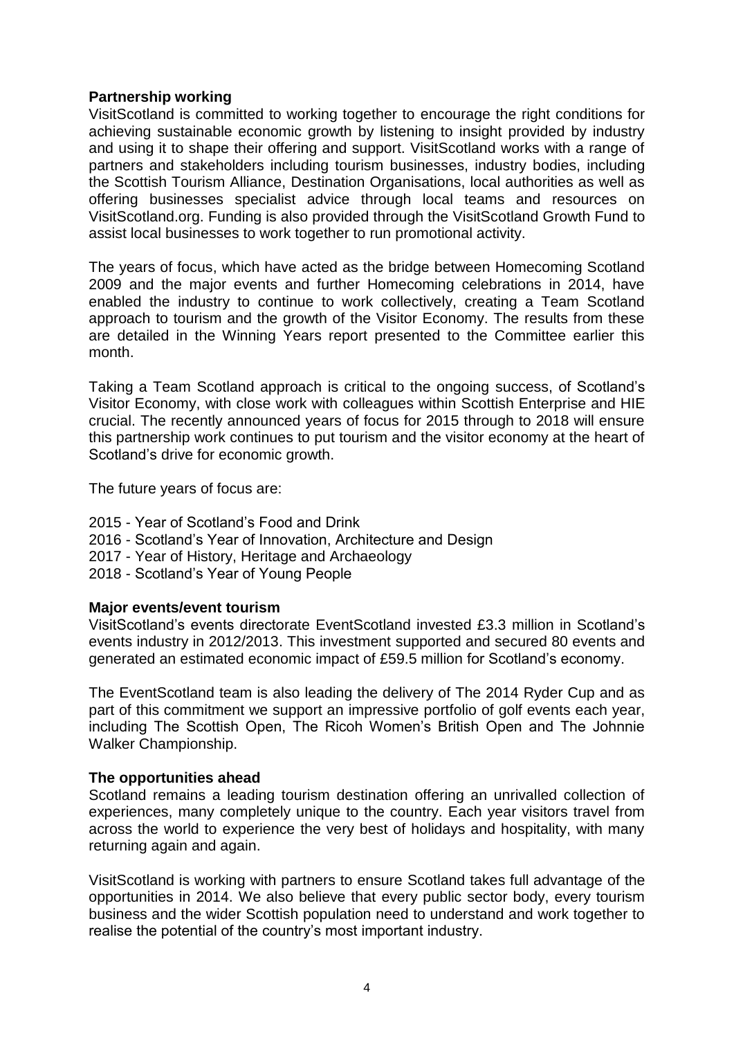**Partnership working**

VisitScotland is committed to working together to encourage the right conditions for achieving sustainable economic growth by listening to insight provided by industry and using it to shape their offering and support. VisitScotland works with a range of partners and stakeholders including tourism businesses, industry bodies, including the Scottish Tourism Alliance, Destination Organisations, local authorities as well as offering businesses specialist advice through local teams and resources on VisitScotland.org. Funding is also provided through the VisitScotland Growth Fund to assist local businesses to work together to run promotional activity.

The years of focus, which have acted as the bridge between Homecoming Scotland 2009 and the major events and further Homecoming celebrations in 2014, have enabled the industry to continue to work collectively, creating a Team Scotland approach to tourism and the growth of the Visitor Economy. The results from these are detailed in the Winning Years report presented to the Committee earlier this month.

Taking a Team Scotland approach is critical to the ongoing success, of Scotland's Visitor Economy, with close work with colleagues within Scottish Enterprise and HIE crucial. The recently announced years of focus for 2015 through to 2018 will ensure this partnership work continues to put tourism and the visitor economy at the heart of Scotland's drive for economic growth.

The future years of focus are:

2015 - Year of Scotland's Food and Drink
2016 - Scotland's Year of Innovation, Architecture and Design
2017 - Year of History, Heritage and Archaeology
2018 - Scotland's Year of Young People

**Major events/event tourism**

VisitScotland's events directorate EventScotland invested £3.3 million in Scotland's events industry in 2012/2013. This investment supported and secured 80 events and generated an estimated economic impact of £59.5 million for Scotland's economy.

The EventScotland team is also leading the delivery of The 2014 Ryder Cup and as part of this commitment we support an impressive portfolio of golf events each year, including The Scottish Open, The Ricoh Women's British Open and The Johnnie Walker Championship.

**The opportunities ahead**

Scotland remains a leading tourism destination offering an unrivalled collection of experiences, many completely unique to the country. Each year visitors travel from across the world to experience the very best of holidays and hospitality, with many returning again and again.

VisitScotland is working with partners to ensure Scotland takes full advantage of the opportunities in 2014. We also believe that every public sector body, every tourism business and the wider Scottish population need to understand and work together to realise the potential of the country's most important industry.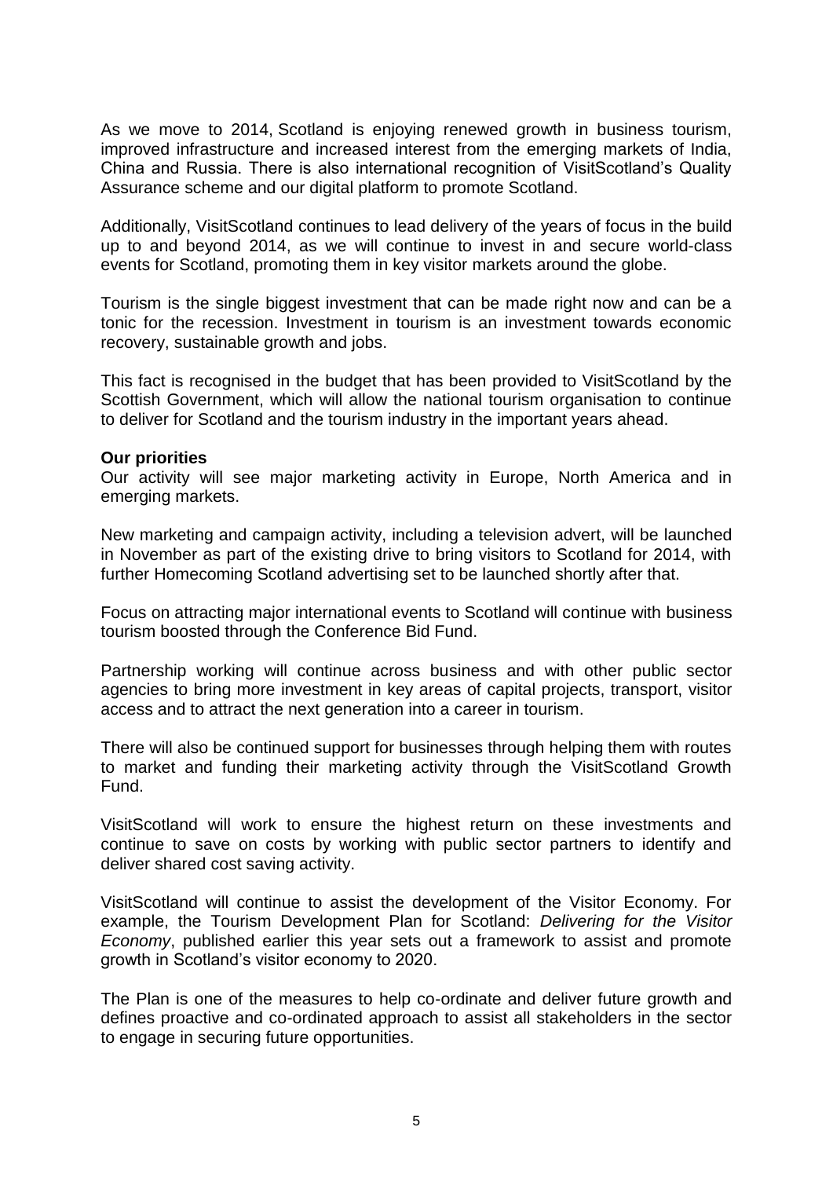As we move to 2014, Scotland is enjoying renewed growth in business tourism, improved infrastructure and increased interest from the emerging markets of India, China and Russia. There is also international recognition of VisitScotland's Quality Assurance scheme and our digital platform to promote Scotland.

Additionally, VisitScotland continues to lead delivery of the years of focus in the build up to and beyond 2014, as we will continue to invest in and secure world-class events for Scotland, promoting them in key visitor markets around the globe.

Tourism is the single biggest investment that can be made right now and can be a tonic for the recession. Investment in tourism is an investment towards economic recovery, sustainable growth and jobs.

This fact is recognised in the budget that has been provided to VisitScotland by the Scottish Government, which will allow the national tourism organisation to continue to deliver for Scotland and the tourism industry in the important years ahead.

**Our priorities**

Our activity will see major marketing activity in Europe, North America and in emerging markets.

New marketing and campaign activity, including a television advert, will be launched in November as part of the existing drive to bring visitors to Scotland for 2014, with further Homecoming Scotland advertising set to be launched shortly after that.

Focus on attracting major international events to Scotland will continue with business tourism boosted through the Conference Bid Fund.

Partnership working will continue across business and with other public sector agencies to bring more investment in key areas of capital projects, transport, visitor access and to attract the next generation into a career in tourism.

There will also be continued support for businesses through helping them with routes to market and funding their marketing activity through the VisitScotland Growth Fund.

VisitScotland will work to ensure the highest return on these investments and continue to save on costs by working with public sector partners to identify and deliver shared cost saving activity.

VisitScotland will continue to assist the development of the Visitor Economy. For example, the Tourism Development Plan for Scotland: *Delivering for the Visitor Economy*, published earlier this year sets out a framework to assist and promote growth in Scotland's visitor economy to 2020.

The Plan is one of the measures to help co-ordinate and deliver future growth and defines proactive and co-ordinated approach to assist all stakeholders in the sector to engage in securing future opportunities.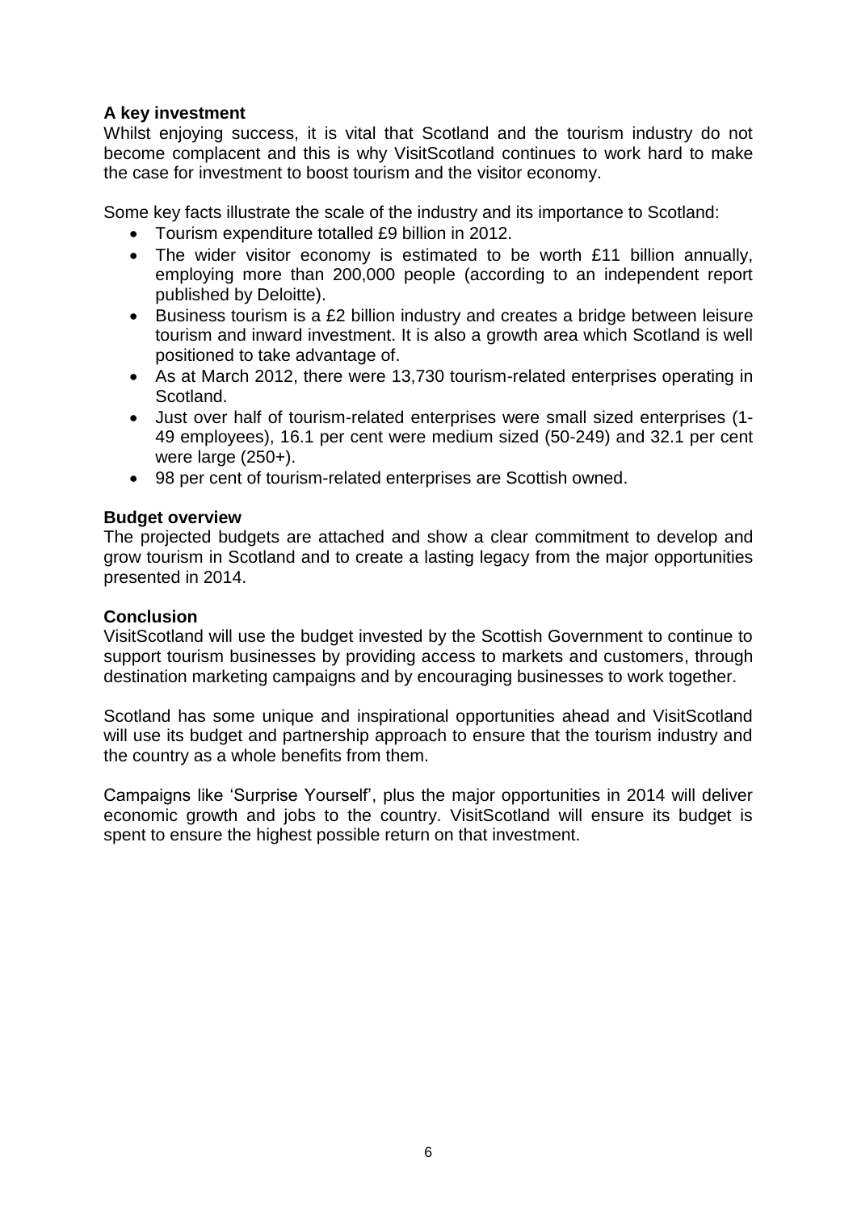**A key investment**

Whilst enjoying success, it is vital that Scotland and the tourism industry do not become complacent and this is why VisitScotland continues to work hard to make the case for investment to boost tourism and the visitor economy.

Some key facts illustrate the scale of the industry and its importance to Scotland:

- Tourism expenditure totalled £9 billion in 2012.
- The wider visitor economy is estimated to be worth £11 billion annually, employing more than 200,000 people (according to an independent report published by Deloitte).
- Business tourism is a £2 billion industry and creates a bridge between leisure tourism and inward investment. It is also a growth area which Scotland is well positioned to take advantage of.
- As at March 2012, there were 13,730 tourism-related enterprises operating in Scotland.
- Just over half of tourism-related enterprises were small sized enterprises (1-49 employees), 16.1 per cent were medium sized (50-249) and 32.1 per cent were large (250+).
- 98 per cent of tourism-related enterprises are Scottish owned.

**Budget overview**

The projected budgets are attached and show a clear commitment to develop and grow tourism in Scotland and to create a lasting legacy from the major opportunities presented in 2014.

**Conclusion**

VisitScotland will use the budget invested by the Scottish Government to continue to support tourism businesses by providing access to markets and customers, through destination marketing campaigns and by encouraging businesses to work together.

Scotland has some unique and inspirational opportunities ahead and VisitScotland will use its budget and partnership approach to ensure that the tourism industry and the country as a whole benefits from them.

Campaigns like 'Surprise Yourself', plus the major opportunities in 2014 will deliver economic growth and jobs to the country. VisitScotland will ensure its budget is spent to ensure the highest possible return on that investment.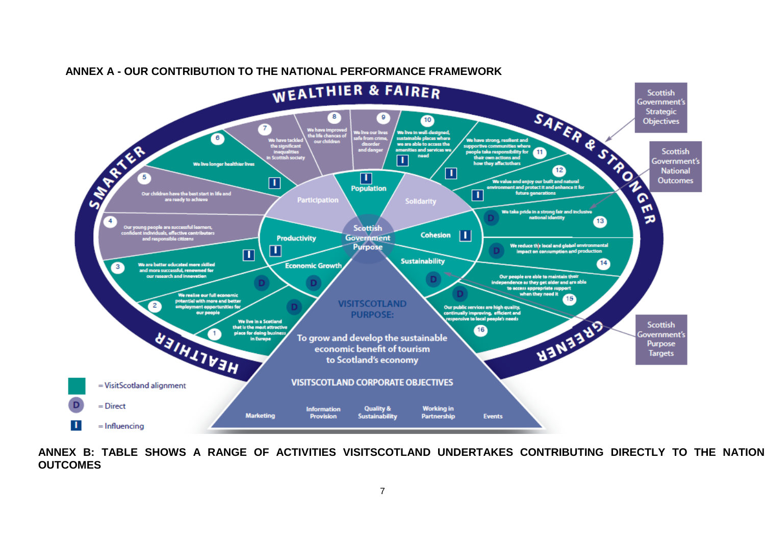**ANNEX A - OUR CONTRIBUTION TO THE NATIONAL PERFORMANCE FRAMEWORK**

WEALTHIER & FAIRER

SAFER & STRONGER

GREENER

HEALTHIER

SMARTER

Scottish Government's Strategic Objectives

Scottish Government's National Outcomes

Scottish Government's Purpose Targets

1. We live in a Scotland that is the most attractive place for doing business in Europe
2. We realise our full economic potential with more and better employment opportunities for our people
3. We are better educated more skilled and more successful, renowned for our research and innovation
4. Our young people are successful learners, confident individuals, effective contributors and responsible citizens
5. Our children have the best start in life and are ready to achieve
6. We live longer healthier lives
7. We have tackled the significant inequalities in Scottish society
8. We have improved the life chances of our children
9. We live our lives safe from crime, disorder and danger
10. We live in well-designed, sustainable places where we are able to access the amenities and services we need
11. We have strong, resilient and supportive communities where people take responsibility for their own actions and how they affect others
12. We value and enjoy our built and natural environment and protect it and enhance it for future generations
13. We take pride in a strong fair and inclusive national identity
14. We reduce the local and global environmental impact on consumption and production
15. Our people are able to maintain their independence as they get older and are able to access appropriate support when they need it
16. Our public services are high quality, continually improving, efficient and responsive to local people's needs

Participation · Population · Solidarity · Productivity · Scottish Government Purpose · Cohesion · Economic Growth · Sustainability

VISITSCOTLAND PURPOSE:

To grow and develop the sustainable economic benefit of tourism to Scotland's economy

VISITSCOTLAND CORPORATE OBJECTIVES

Marketing · Information Provision · Quality & Sustainability · Working in Partnership · Events

= VisitScotland alignment

D = Direct

I = Influencing

**ANNEX B: TABLE SHOWS A RANGE OF ACTIVITIES VISITSCOTLAND UNDERTAKES CONTRIBUTING DIRECTLY TO THE NATION OUTCOMES**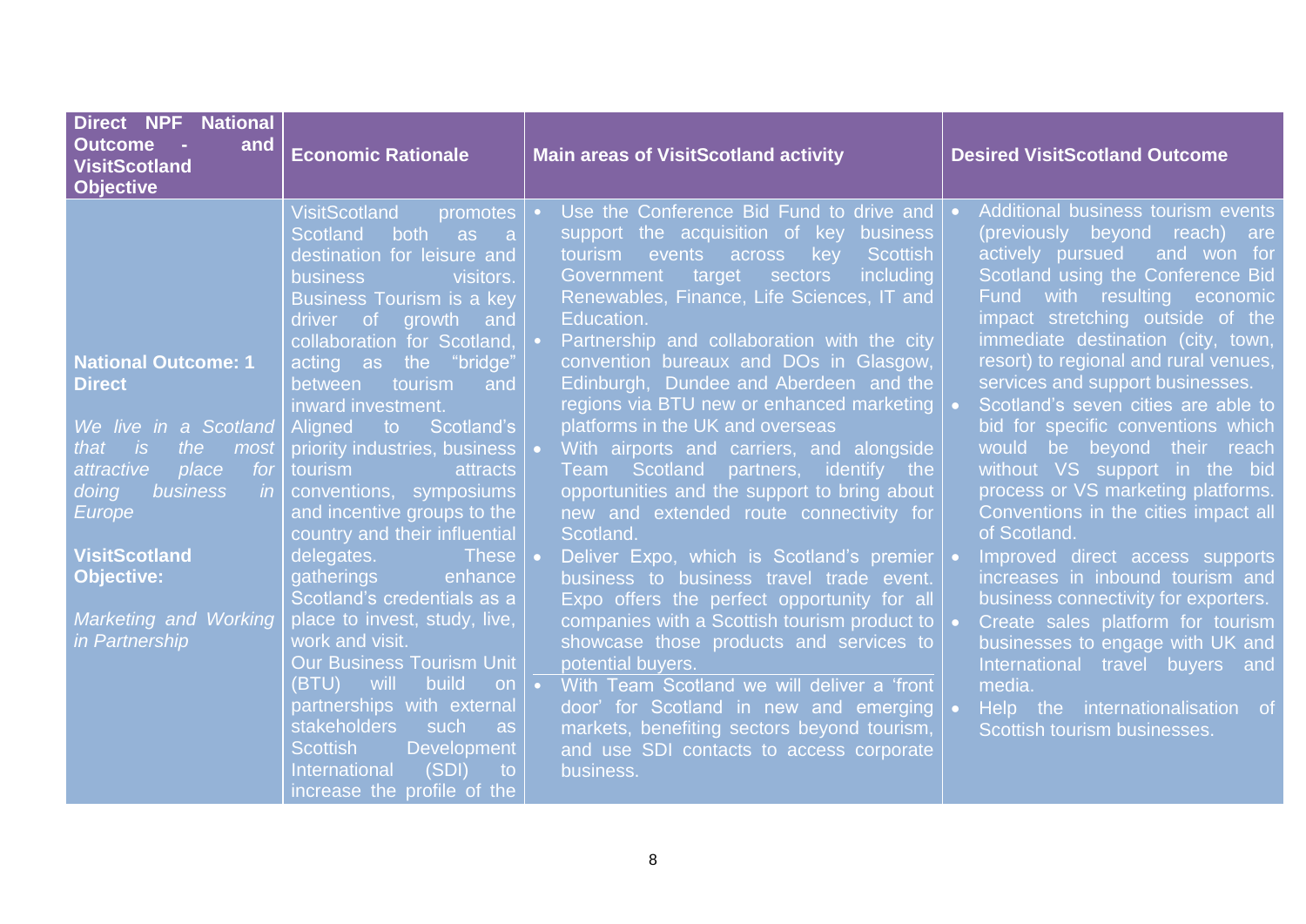| Direct NPF National Outcome - and VisitScotland Objective | Economic Rationale | Main areas of VisitScotland activity | Desired VisitScotland Outcome |
|---|---|---|---|
| **National Outcome: 1 Direct**<br><br>*We live in a Scotland that is the most attractive place for doing business in Europe*<br><br>**VisitScotland Objective:**<br><br>*Marketing and Working in Partnership* | VisitScotland promotes Scotland both as a destination for leisure and business visitors. Business Tourism is a key driver of growth and collaboration for Scotland, acting as the "bridge" between tourism and inward investment. Aligned to Scotland's priority industries, business tourism attracts conventions, symposiums and incentive groups to the country and their influential delegates. These gatherings enhance Scotland's credentials as a place to invest, study, live, work and visit. Our Business Tourism Unit (BTU) will build on partnerships with external stakeholders such as Scottish Development International (SDI) to increase the profile of the | • Use the Conference Bid Fund to drive and support the acquisition of key business tourism events across key Scottish Government target sectors including Renewables, Finance, Life Sciences, IT and Education.<br>• Partnership and collaboration with the city convention bureaux and DOs in Glasgow, Edinburgh, Dundee and Aberdeen and the regions via BTU new or enhanced marketing platforms in the UK and overseas<br>• With airports and carriers, and alongside Team Scotland partners, identify the opportunities and the support to bring about new and extended route connectivity for Scotland.<br>• Deliver Expo, which is Scotland's premier business to business travel trade event. Expo offers the perfect opportunity for all companies with a Scottish tourism product to showcase those products and services to potential buyers.<br>• With Team Scotland we will deliver a 'front door' for Scotland in new and emerging markets, benefiting sectors beyond tourism, and use SDI contacts to access corporate business. | • Additional business tourism events (previously beyond reach) are actively pursued and won for Scotland using the Conference Bid Fund with resulting economic impact stretching outside of the immediate destination (city, town, resort) to regional and rural venues, services and support businesses.<br>• Scotland's seven cities are able to bid for specific conventions which would be beyond their reach without VS support in the bid process or VS marketing platforms. Conventions in the cities impact all of Scotland.<br>• Improved direct access supports increases in inbound tourism and business connectivity for exporters.<br>• Create sales platform for tourism businesses to engage with UK and International travel buyers and media.<br>• Help the internationalisation of Scottish tourism businesses. |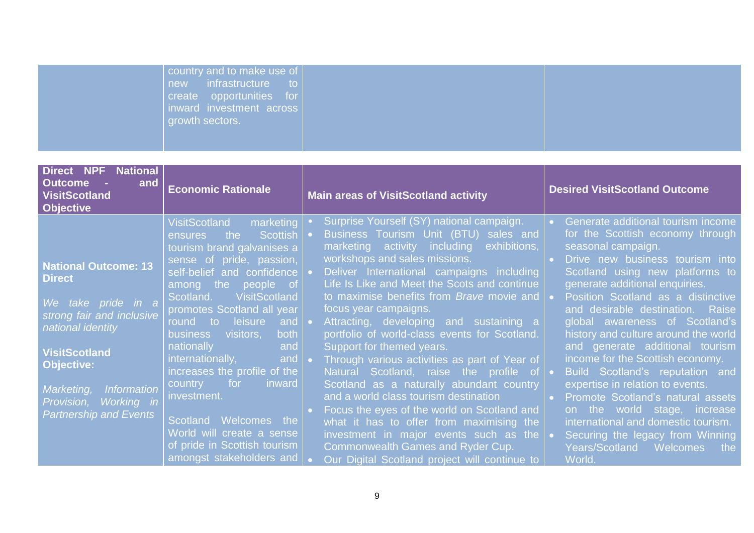| | | | |
|---|---|---|---|
| | country and to make use of new infrastructure to create opportunities for inward investment across growth sectors. | | |

| Direct NPF National Outcome - and VisitScotland Objective | Economic Rationale | Main areas of VisitScotland activity | Desired VisitScotland Outcome |
|---|---|---|---|
| **National Outcome: 13 Direct**<br><br>*We take pride in a strong fair and inclusive national identity*<br><br>**VisitScotland Objective:**<br><br>*Marketing, Information Provision, Working in Partnership and Events* | VisitScotland marketing ensures the Scottish tourism brand galvanises a sense of pride, passion, self-belief and confidence among the people of Scotland. VisitScotland promotes Scotland all year round to leisure and business visitors, both nationally and internationally, and increases the profile of the country for inward investment.<br><br>Scotland Welcomes the World will create a sense of pride in Scottish tourism amongst stakeholders and | • Surprise Yourself (SY) national campaign.<br>• Business Tourism Unit (BTU) sales and marketing activity including exhibitions, workshops and sales missions.<br>• Deliver International campaigns including Life Is Like and Meet the Scots and continue to maximise benefits from *Brave* movie and focus year campaigns.<br>• Attracting, developing and sustaining a portfolio of world-class events for Scotland. Support for themed years.<br>• Through various activities as part of Year of Natural Scotland, raise the profile of Scotland as a naturally abundant country and a world class tourism destination<br>• Focus the eyes of the world on Scotland and what it has to offer from maximising the investment in major events such as the Commonwealth Games and Ryder Cup.<br>• Our Digital Scotland project will continue to | • Generate additional tourism income for the Scottish economy through seasonal campaign.<br>• Drive new business tourism into Scotland using new platforms to generate additional enquiries.<br>• Position Scotland as a distinctive and desirable destination. Raise global awareness of Scotland's history and culture around the world and generate additional tourism income for the Scottish economy.<br>• Build Scotland's reputation and expertise in relation to events.<br>• Promote Scotland's natural assets on the world stage, increase international and domestic tourism.<br>• Securing the legacy from Winning Years/Scotland Welcomes the World. |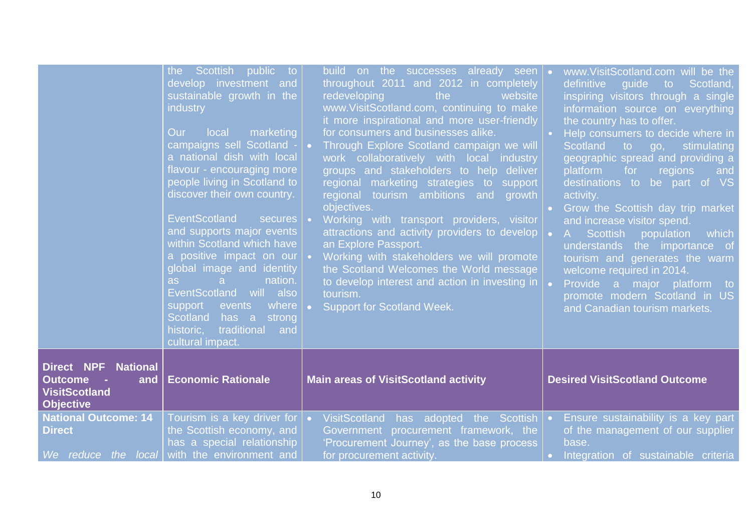|  |  |  |  |
|---|---|---|---|
|  | the Scottish public to develop investment and sustainable growth in the industry<br><br>Our local marketing campaigns sell Scotland - a national dish with local flavour - encouraging more people living in Scotland to discover their own country.<br><br>EventScotland secures and supports major events within Scotland which have a positive impact on our global image and identity as a nation. EventScotland will also support events where Scotland has a strong historic, traditional and cultural impact. | build on the successes already seen throughout 2011 and 2012 in completely redeveloping the website www.VisitScotland.com, continuing to make it more inspirational and more user-friendly for consumers and businesses alike.<br>• Through Explore Scotland campaign we will work collaboratively with local industry groups and stakeholders to help deliver regional marketing strategies to support regional tourism ambitions and growth objectives.<br>• Working with transport providers, visitor attractions and activity providers to develop an Explore Passport.<br>• Working with stakeholders we will promote the Scotland Welcomes the World message to develop interest and action in investing in tourism.<br>• Support for Scotland Week. | • www.VisitScotland.com will be the definitive guide to Scotland, inspiring visitors through a single information source on everything the country has to offer.<br>• Help consumers to decide where in Scotland to go, stimulating geographic spread and providing a platform for regions and destinations to be part of VS activity.<br>• Grow the Scottish day trip market and increase visitor spend.<br>• A Scottish population which understands the importance of tourism and generates the warm welcome required in 2014.<br>• Provide a major platform to promote modern Scotland in US and Canadian tourism markets. |
| **Direct NPF National Outcome - and VisitScotland Objective** | **Economic Rationale** | **Main areas of VisitScotland activity** | **Desired VisitScotland Outcome** |
| **National Outcome: 14 Direct**<br><br>*We reduce the local* | Tourism is a key driver for the Scottish economy, and has a special relationship with the environment and | • VisitScotland has adopted the Scottish Government procurement framework, the 'Procurement Journey', as the base process for procurement activity. | • Ensure sustainability is a key part of the management of our supplier base.<br>• Integration of sustainable criteria |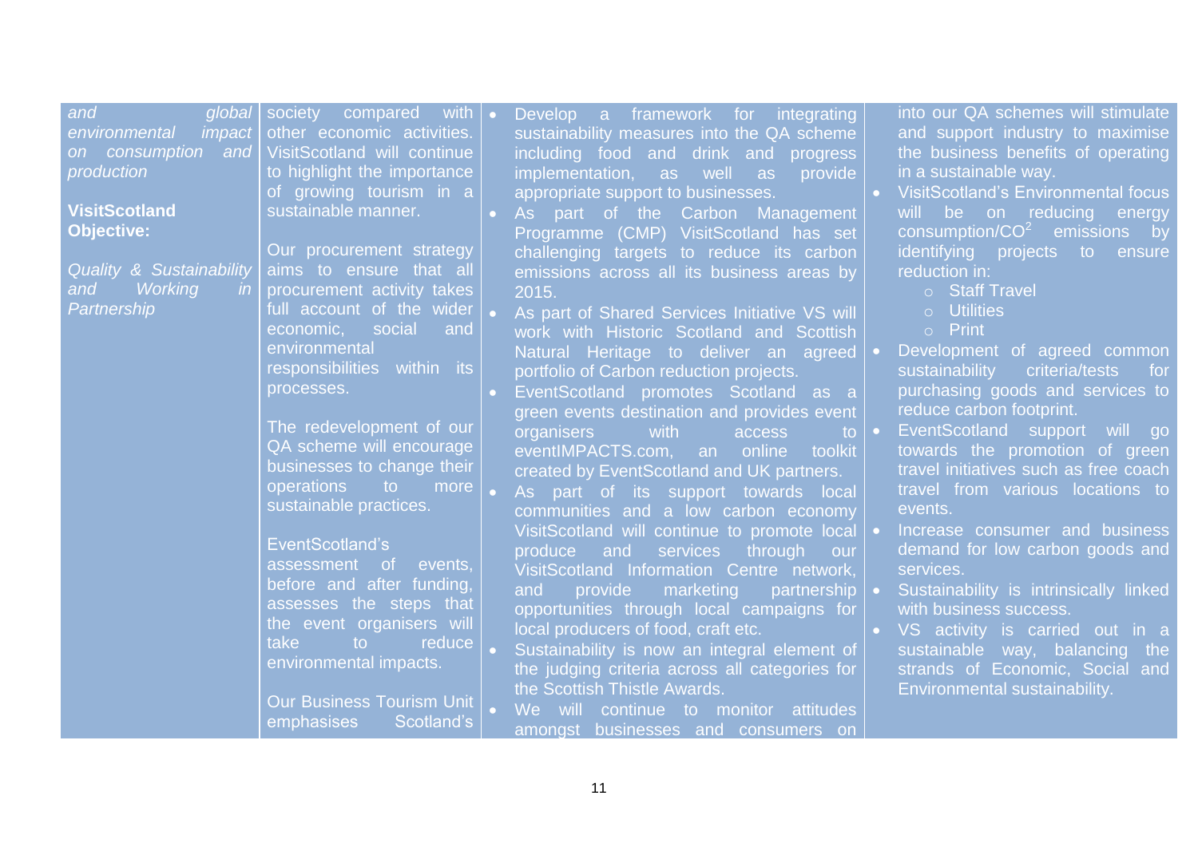| | | | |
|---|---|---|---|
| *and global environmental impact on consumption and production*<br><br>**VisitScotland Objective:**<br><br>*Quality & Sustainability and Working in Partnership* | society compared with other economic activities. VisitScotland will continue to highlight the importance of growing tourism in a sustainable manner.<br><br>Our procurement strategy aims to ensure that all procurement activity takes full account of the wider economic, social and environmental responsibilities within its processes.<br><br>The redevelopment of our QA scheme will encourage businesses to change their operations to more sustainable practices.<br><br>EventScotland's assessment of events, before and after funding, assesses the steps that the event organisers will take to reduce environmental impacts.<br><br>Our Business Tourism Unit emphasises Scotland's | • Develop a framework for integrating sustainability measures into the QA scheme including food and drink and progress implementation, as well as provide appropriate support to businesses.<br>• As part of the Carbon Management Programme (CMP) VisitScotland has set challenging targets to reduce its carbon emissions across all its business areas by 2015.<br>• As part of Shared Services Initiative VS will work with Historic Scotland and Scottish Natural Heritage to deliver an agreed portfolio of Carbon reduction projects.<br>• EventScotland promotes Scotland as a green events destination and provides event organisers with access to eventIMPACTS.com, an online toolkit created by EventScotland and UK partners.<br>• As part of its support towards local communities and a low carbon economy VisitScotland will continue to promote local produce and services through our VisitScotland Information Centre network, and provide marketing partnership opportunities through local campaigns for local producers of food, craft etc.<br>• Sustainability is now an integral element of the judging criteria across all categories for the Scottish Thistle Awards.<br>• We will continue to monitor attitudes amongst businesses and consumers on | into our QA schemes will stimulate and support industry to maximise the business benefits of operating in a sustainable way.<br>• VisitScotland's Environmental focus will be on reducing energy consumption/$CO^2$ emissions by identifying projects to ensure reduction in:<br>  ○ Staff Travel<br>  ○ Utilities<br>  ○ Print<br>• Development of agreed common sustainability criteria/tests for purchasing goods and services to reduce carbon footprint.<br>• EventScotland support will go towards the promotion of green travel initiatives such as free coach travel from various locations to events.<br>• Increase consumer and business demand for low carbon goods and services.<br>• Sustainability is intrinsically linked with business success.<br>• VS activity is carried out in a sustainable way, balancing the strands of Economic, Social and Environmental sustainability. |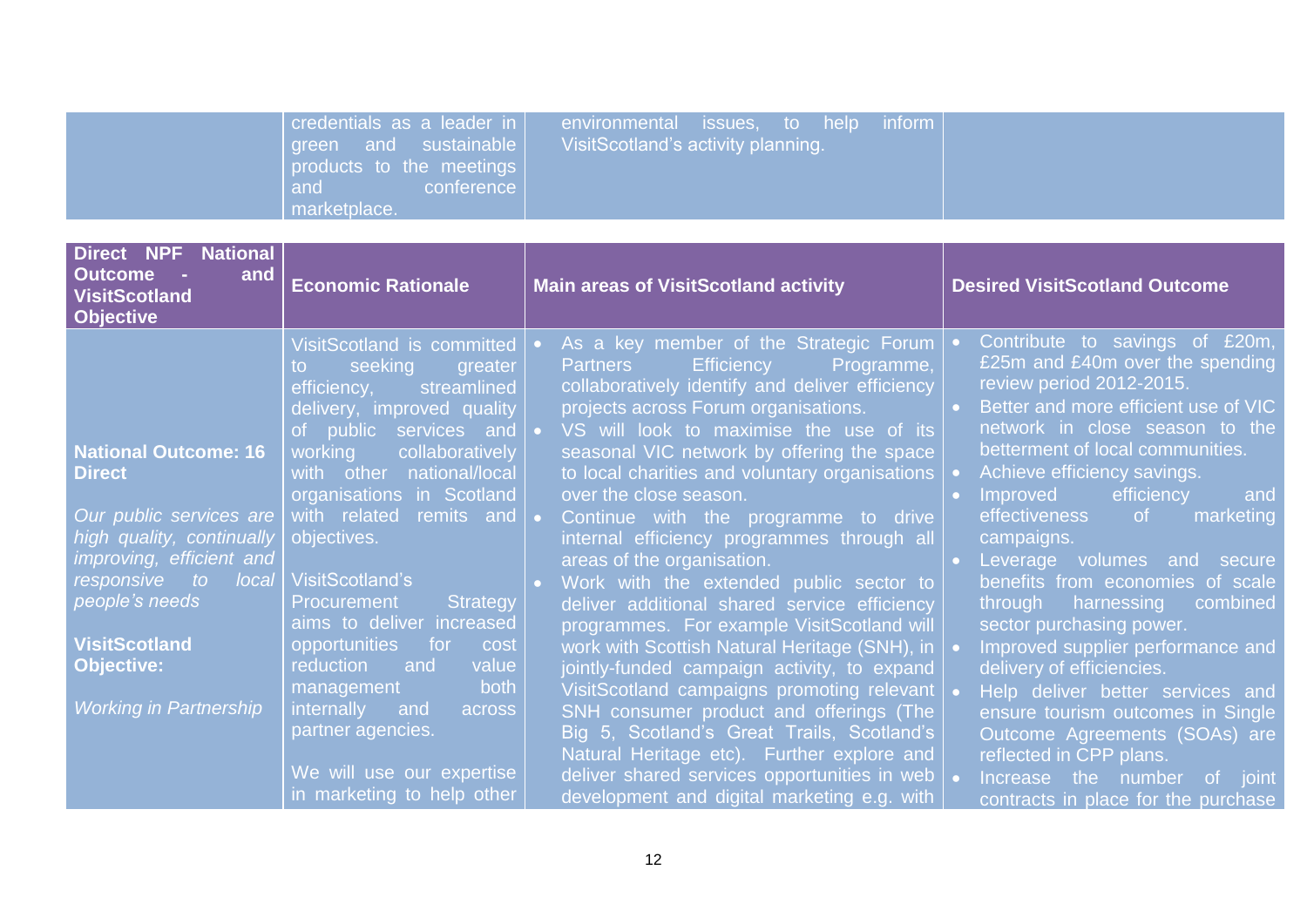| | | | |
|---|---|---|---|
| | credentials as a leader in green and sustainable products to the meetings and conference marketplace. | environmental issues, to help inform VisitScotland's activity planning. | |

| Direct NPF National Outcome - and VisitScotland Objective | Economic Rationale | Main areas of VisitScotland activity | Desired VisitScotland Outcome |
|---|---|---|---|
| **National Outcome: 16 Direct**<br><br>*Our public services are high quality, continually improving, efficient and responsive to local people's needs*<br><br>**VisitScotland Objective:**<br><br>*Working in Partnership* | VisitScotland is committed to seeking greater efficiency, streamlined delivery, improved quality of public services and working collaboratively with other national/local organisations in Scotland with related remits and objectives.<br><br>VisitScotland's Procurement Strategy aims to deliver increased opportunities for cost reduction and value management both internally and across partner agencies.<br><br>We will use our expertise in marketing to help other | • As a key member of the Strategic Forum Partners Efficiency Programme, collaboratively identify and deliver efficiency projects across Forum organisations.<br>• VS will look to maximise the use of its seasonal VIC network by offering the space to local charities and voluntary organisations over the close season.<br>• Continue with the programme to drive internal efficiency programmes through all areas of the organisation.<br>• Work with the extended public sector to deliver additional shared service efficiency programmes. For example VisitScotland will work with Scottish Natural Heritage (SNH), in jointly-funded campaign activity, to expand VisitScotland campaigns promoting relevant SNH consumer product and offerings (The Big 5, Scotland's Great Trails, Scotland's Natural Heritage etc). Further explore and deliver shared services opportunities in web development and digital marketing e.g. with | • Contribute to savings of £20m, £25m and £40m over the spending review period 2012-2015.<br>• Better and more efficient use of VIC network in close season to the betterment of local communities.<br>• Achieve efficiency savings.<br>• Improved efficiency and effectiveness of marketing campaigns.<br>• Leverage volumes and secure benefits from economies of scale through harnessing combined sector purchasing power.<br>• Improved supplier performance and delivery of efficiencies.<br>• Help deliver better services and ensure tourism outcomes in Single Outcome Agreements (SOAs) are reflected in CPP plans.<br>• Increase the number of joint contracts in place for the purchase |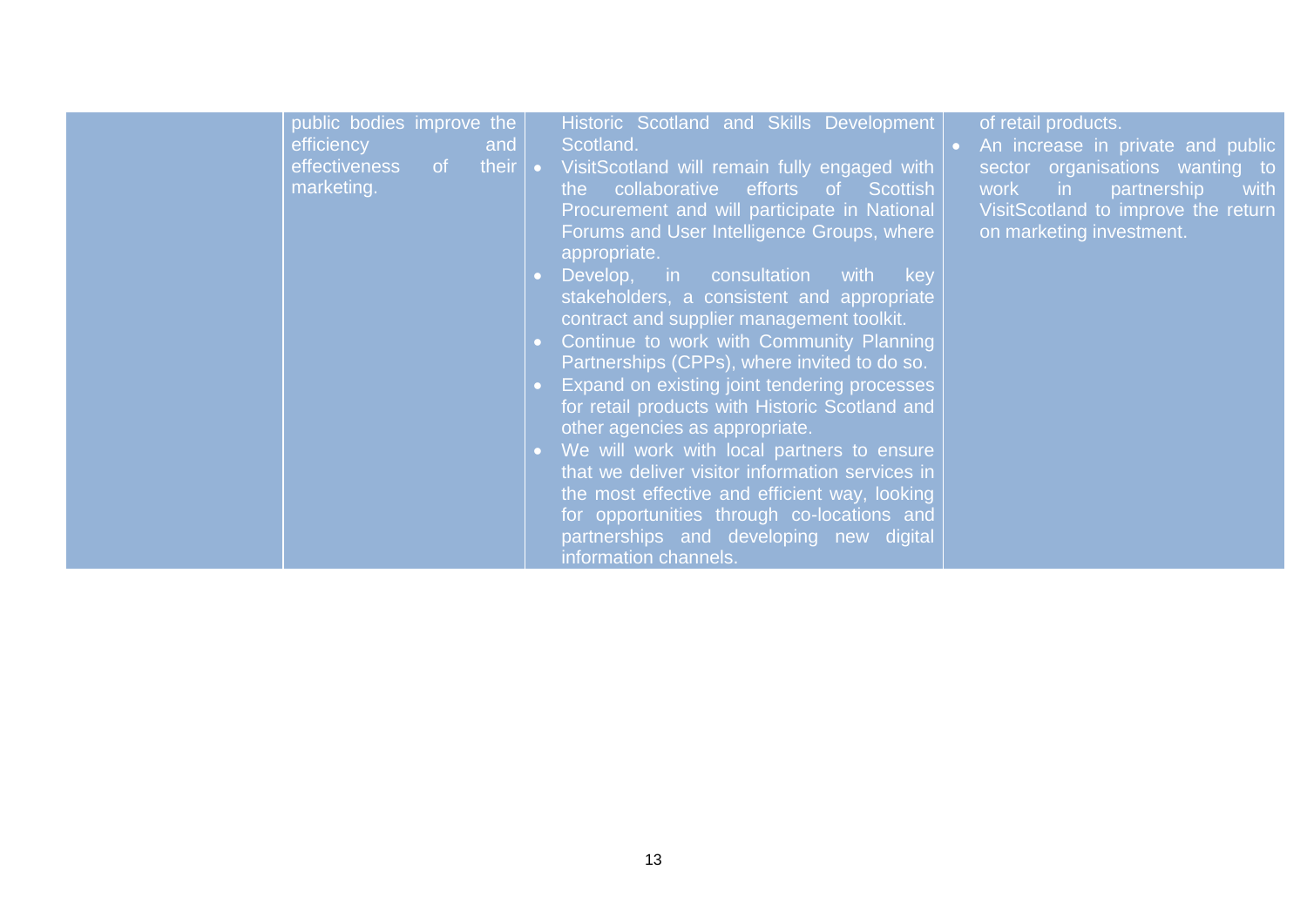| | | | |
|---|---|---|---|
| | public bodies improve the efficiency and effectiveness of their marketing. | Historic Scotland and Skills Development Scotland.<br>• VisitScotland will remain fully engaged with the collaborative efforts of Scottish Procurement and will participate in National Forums and User Intelligence Groups, where appropriate.<br>• Develop, in consultation with key stakeholders, a consistent and appropriate contract and supplier management toolkit.<br>• Continue to work with Community Planning Partnerships (CPPs), where invited to do so.<br>• Expand on existing joint tendering processes for retail products with Historic Scotland and other agencies as appropriate.<br>• We will work with local partners to ensure that we deliver visitor information services in the most effective and efficient way, looking for opportunities through co-locations and partnerships and developing new digital information channels. | of retail products.<br>• An increase in private and public sector organisations wanting to work in partnership with VisitScotland to improve the return on marketing investment. |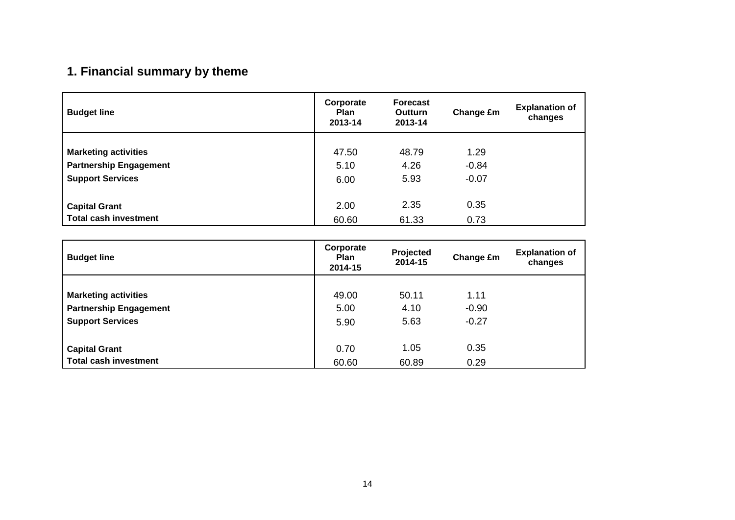## 1. Financial summary by theme

| Budget line | Corporate Plan 2013-14 | Forecast Outturn 2013-14 | Change £m | Explanation of changes |
|---|---|---|---|---|
| **Marketing activities** | 47.50 | 48.79 | 1.29 | |
| **Partnership Engagement** | 5.10 | 4.26 | -0.84 | |
| **Support Services** | 6.00 | 5.93 | -0.07 | |
| **Capital Grant** | 2.00 | 2.35 | 0.35 | |
| **Total cash investment** | 60.60 | 61.33 | 0.73 | |

| Budget line | Corporate Plan 2014-15 | Projected 2014-15 | Change £m | Explanation of changes |
|---|---|---|---|---|
| **Marketing activities** | 49.00 | 50.11 | 1.11 | |
| **Partnership Engagement** | 5.00 | 4.10 | -0.90 | |
| **Support Services** | 5.90 | 5.63 | -0.27 | |
| **Capital Grant** | 0.70 | 1.05 | 0.35 | |
| **Total cash investment** | 60.60 | 60.89 | 0.29 | |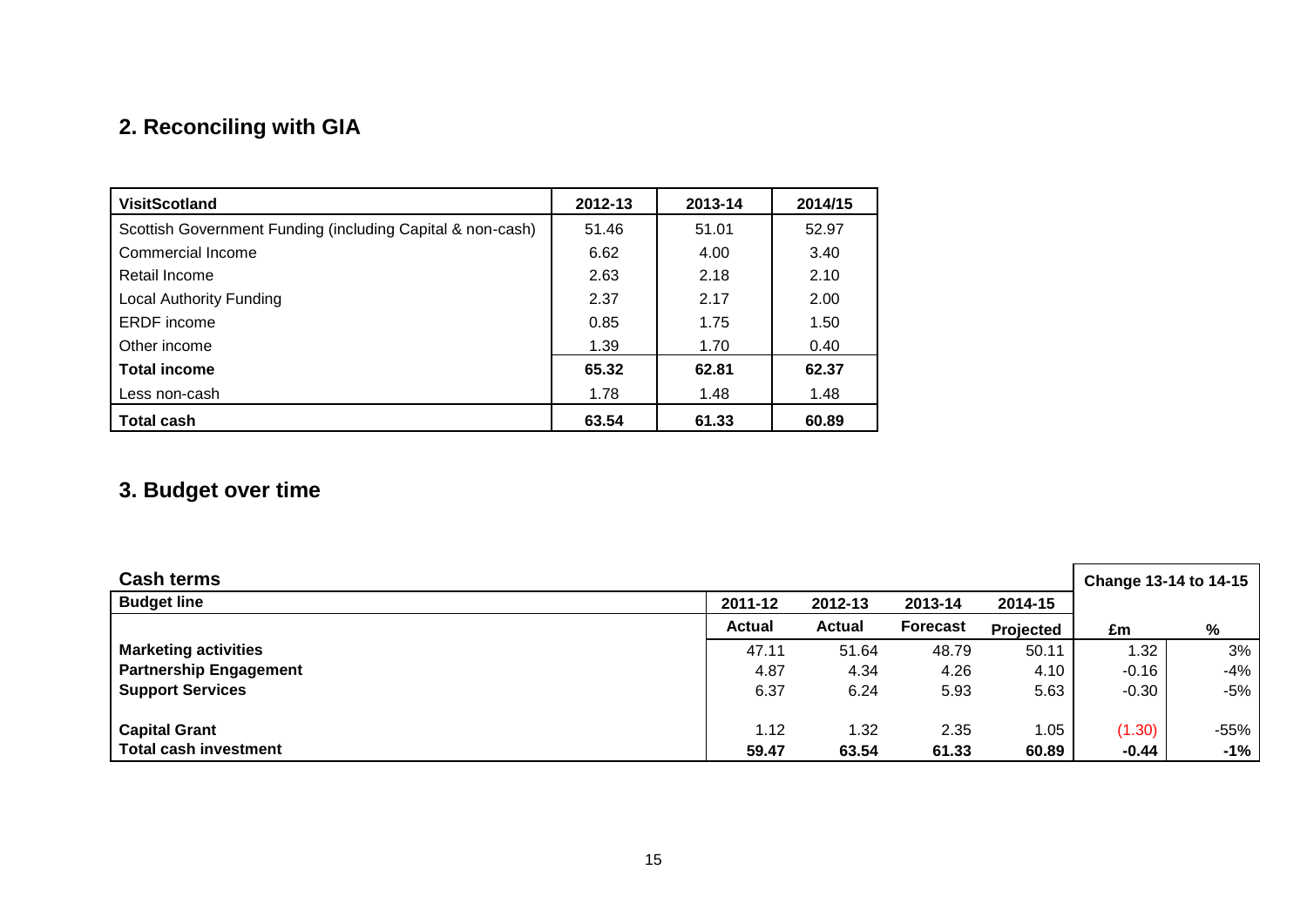## 2. Reconciling with GIA

| VisitScotland | 2012-13 | 2013-14 | 2014/15 |
|---|---|---|---|
| Scottish Government Funding (including Capital & non-cash) | 51.46 | 51.01 | 52.97 |
| Commercial Income | 6.62 | 4.00 | 3.40 |
| Retail Income | 2.63 | 2.18 | 2.10 |
| Local Authority Funding | 2.37 | 2.17 | 2.00 |
| ERDF income | 0.85 | 1.75 | 1.50 |
| Other income | 1.39 | 1.70 | 0.40 |
| **Total income** | **65.32** | **62.81** | **62.37** |
| Less non-cash | 1.78 | 1.48 | 1.48 |
| **Total cash** | **63.54** | **61.33** | **60.89** |

## 3. Budget over time

| **Cash terms** | | | | | **Change 13-14 to 14-15** | |
|---|---|---|---|---|---|---|
| **Budget line** | **2011-12** | **2012-13** | **2013-14** | **2014-15** | | |
| | **Actual** | **Actual** | **Forecast** | **Projected** | **£m** | **%** |
| **Marketing activities** | 47.11 | 51.64 | 48.79 | 50.11 | 1.32 | 3% |
| **Partnership Engagement** | 4.87 | 4.34 | 4.26 | 4.10 | -0.16 | -4% |
| **Support Services** | 6.37 | 6.24 | 5.93 | 5.63 | -0.30 | -5% |
| **Capital Grant** | 1.12 | 1.32 | 2.35 | 1.05 | (1.30) | -55% |
| **Total cash investment** | **59.47** | **63.54** | **61.33** | **60.89** | **-0.44** | **-1%** |